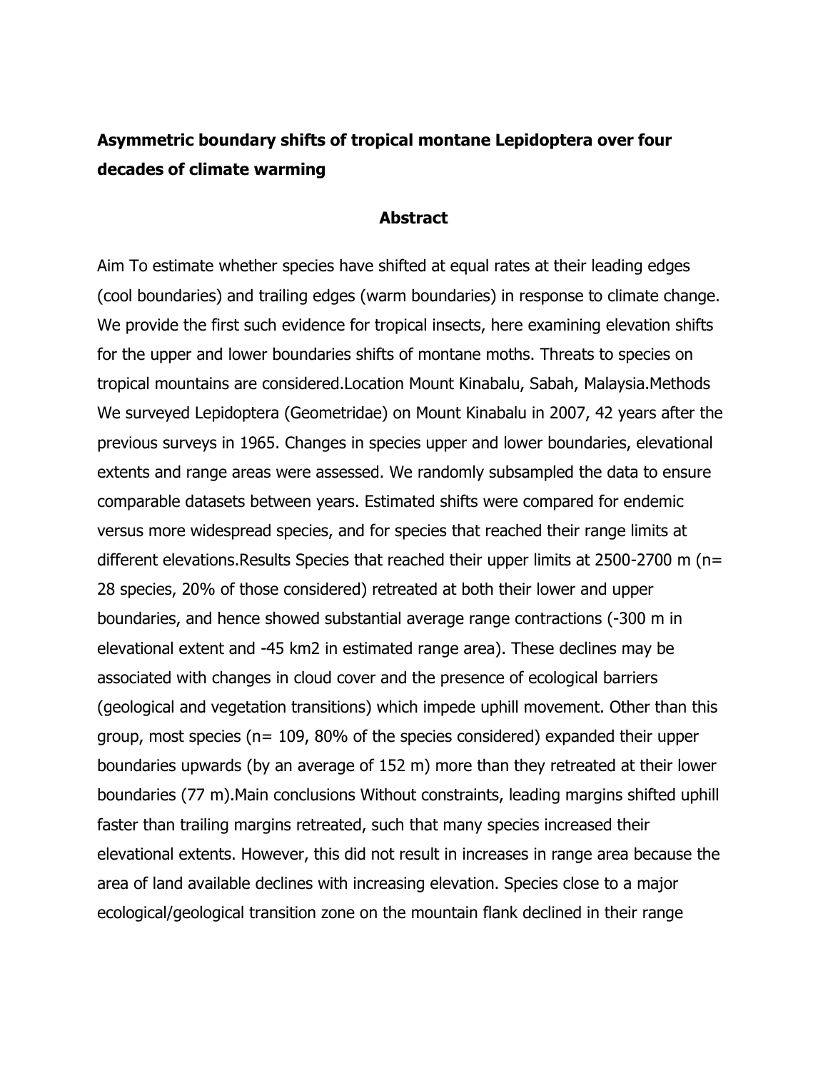# Asymmetric boundary shifts of tropical montane Lepidoptera over four decades of climate warming

## Abstract

Aim To estimate whether species have shifted at equal rates at their leading edges (cool boundaries) and trailing edges (warm boundaries) in response to climate change. We provide the first such evidence for tropical insects, here examining elevation shifts for the upper and lower boundaries shifts of montane moths. Threats to species on tropical mountains are considered.Location Mount Kinabalu, Sabah, Malaysia.Methods We surveyed Lepidoptera (Geometridae) on Mount Kinabalu in 2007, 42 years after the previous surveys in 1965. Changes in species upper and lower boundaries, elevational extents and range areas were assessed. We randomly subsampled the data to ensure comparable datasets between years. Estimated shifts were compared for endemic versus more widespread species, and for species that reached their range limits at different elevations.Results Species that reached their upper limits at 2500-2700 m (n= 28 species, 20% of those considered) retreated at both their lower and upper boundaries, and hence showed substantial average range contractions (-300 m in elevational extent and -45 km2 in estimated range area). These declines may be associated with changes in cloud cover and the presence of ecological barriers (geological and vegetation transitions) which impede uphill movement. Other than this group, most species (n= 109, 80% of the species considered) expanded their upper boundaries upwards (by an average of 152 m) more than they retreated at their lower boundaries (77 m).Main conclusions Without constraints, leading margins shifted uphill faster than trailing margins retreated, such that many species increased their elevational extents. However, this did not result in increases in range area because the area of land available declines with increasing elevation. Species close to a major ecological/geological transition zone on the mountain flank declined in their range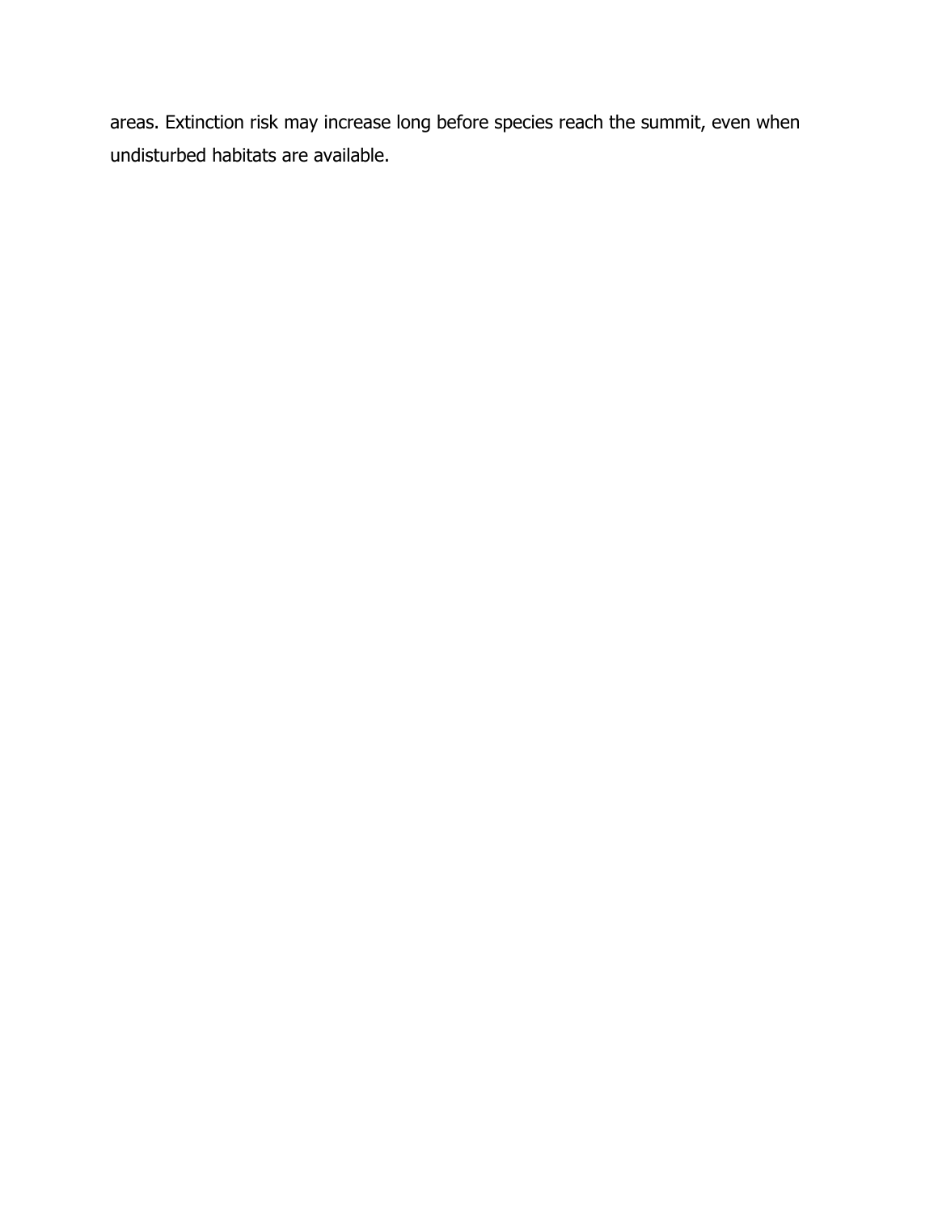areas. Extinction risk may increase long before species reach the summit, even when undisturbed habitats are available.